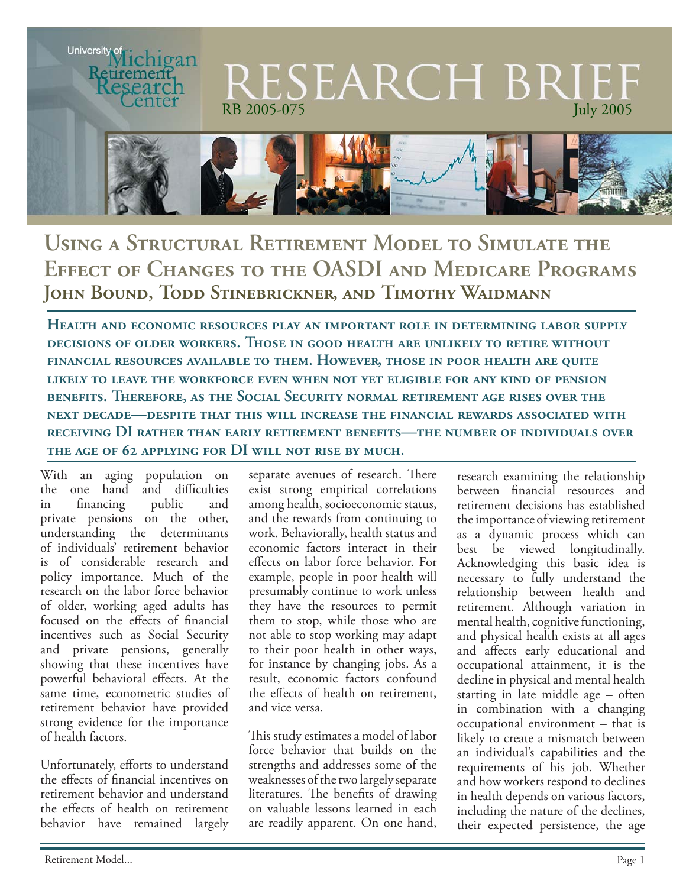University of Michigan Retirement Research Center

# RESEARCH BRIEF

RB 2005-075 July 2005

## Using a Structural Retirement Model to Simulate the Effect of Changes to the OASDI and Medicare Programs

### John Bound, Todd Stinebrickner, and Timothy Waidmann

**Health and economic resources play an important role in determining labor supply decisions of older workers. Those in good health are unlikely to retire without financial resources available to them. However, those in poor health are quite likely to leave the workforce even when not yet eligible for any kind of pension benefits. Therefore, as the Social Security normal retirement age rises over the next decade—despite that this will increase the financial rewards associated with receiving DI rather than early retirement benefits—the number of individuals over the age of 62 applying for DI will not rise by much.**

With an aging population on the one hand and difficulties in financing public and private pensions on the other, understanding the determinants of individuals' retirement behavior is of considerable research and policy importance. Much of the research on the labor force behavior of older, working aged adults has focused on the effects of financial incentives such as Social Security and private pensions, generally showing that these incentives have powerful behavioral effects. At the same time, econometric studies of retirement behavior have provided strong evidence for the importance of health factors.

Unfortunately, efforts to understand the effects of financial incentives on retirement behavior and understand the effects of health on retirement behavior have remained largely separate avenues of research. There exist strong empirical correlations among health, socioeconomic status, and the rewards from continuing to work. Behaviorally, health status and economic factors interact in their effects on labor force behavior. For example, people in poor health will presumably continue to work unless they have the resources to permit them to stop, while those who are not able to stop working may adapt to their poor health in other ways, for instance by changing jobs. As a result, economic factors confound the effects of health on retirement, and vice versa.

This study estimates a model of labor force behavior that builds on the strengths and addresses some of the weaknesses of the two largely separate literatures. The benefits of drawing on valuable lessons learned in each are readily apparent. On one hand, research examining the relationship between financial resources and retirement decisions has established the importance of viewing retirement as a dynamic process which can best be viewed longitudinally. Acknowledging this basic idea is necessary to fully understand the relationship between health and retirement. Although variation in mental health, cognitive functioning, and physical health exists at all ages and affects early educational and occupational attainment, it is the decline in physical and mental health starting in late middle age – often in combination with a changing occupational environment – that is likely to create a mismatch between an individual's capabilities and the requirements of his job. Whether and how workers respond to declines in health depends on various factors, including the nature of the declines, their expected persistence, the age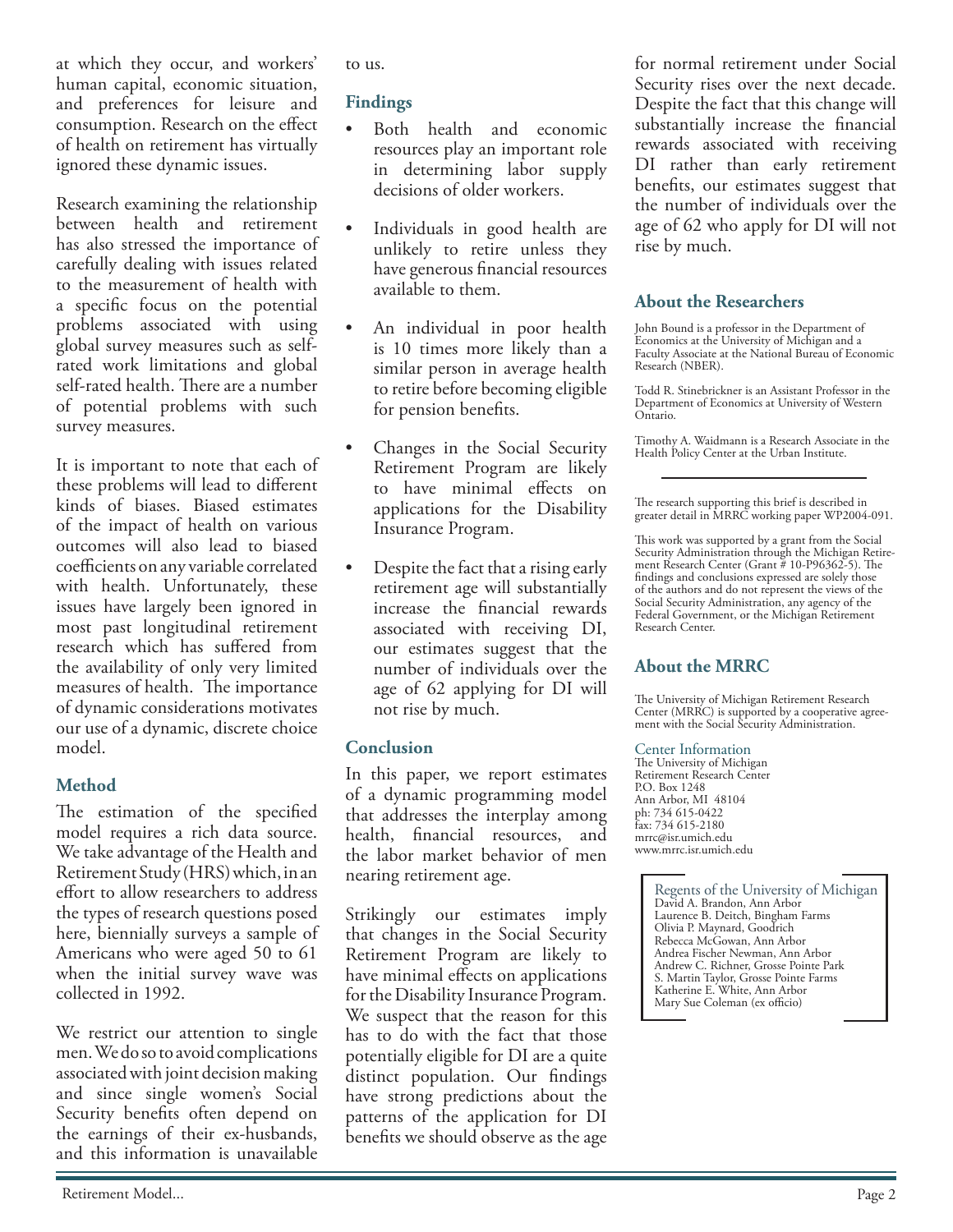at which they occur, and workers' human capital, economic situation, and preferences for leisure and consumption. Research on the effect of health on retirement has virtually ignored these dynamic issues.

Research examining the relationship between health and retirement has also stressed the importance of carefully dealing with issues related to the measurement of health with a specific focus on the potential problems associated with using global survey measures such as self-rated work limitations and global self-rated health. There are a number of potential problems with such survey measures.

It is important to note that each of these problems will lead to different kinds of biases. Biased estimates of the impact of health on various outcomes will also lead to biased coefficients on any variable correlated with health. Unfortunately, these issues have largely been ignored in most past longitudinal retirement research which has suffered from the availability of only very limited measures of health. The importance of dynamic considerations motivates our use of a dynamic, discrete choice model.

## Method

The estimation of the specified model requires a rich data source. We take advantage of the Health and Retirement Study (HRS) which, in an effort to allow researchers to address the types of research questions posed here, biennially surveys a sample of Americans who were aged 50 to 61 when the initial survey wave was collected in 1992.

We restrict our attention to single men. We do so to avoid complications associated with joint decision making and since single women's Social Security benefits often depend on the earnings of their ex-husbands, and this information is unavailable to us.

## Findings

- Both health and economic resources play an important role in determining labor supply decisions of older workers.
- Individuals in good health are unlikely to retire unless they have generous financial resources available to them.
- An individual in poor health is 10 times more likely than a similar person in average health to retire before becoming eligible for pension benefits.
- Changes in the Social Security Retirement Program are likely to have minimal effects on applications for the Disability Insurance Program.
- Despite the fact that a rising early retirement age will substantially increase the financial rewards associated with receiving DI, our estimates suggest that the number of individuals over the age of 62 applying for DI will not rise by much.

## Conclusion

In this paper, we report estimates of a dynamic programming model that addresses the interplay among health, financial resources, and the labor market behavior of men nearing retirement age.

Strikingly our estimates imply that changes in the Social Security Retirement Program are likely to have minimal effects on applications for the Disability Insurance Program. We suspect that the reason for this has to do with the fact that those potentially eligible for DI are a quite distinct population. Our findings have strong predictions about the patterns of the application for DI benefits we should observe as the age for normal retirement under Social Security rises over the next decade. Despite the fact that this change will substantially increase the financial rewards associated with receiving DI rather than early retirement benefits, our estimates suggest that the number of individuals over the age of 62 who apply for DI will not rise by much.

## About the Researchers

John Bound is a professor in the Department of Economics at the University of Michigan and a Faculty Associate at the National Bureau of Economic Research (NBER).

Todd R. Stinebrickner is an Assistant Professor in the Department of Economics at University of Western Ontario.

Timothy A. Waidmann is a Research Associate in the Health Policy Center at the Urban Institute.

---

The research supporting this brief is described in greater detail in MRRC working paper WP2004-091.

This work was supported by a grant from the Social Security Administration through the Michigan Retirement Research Center (Grant # 10-P96362-5). The findings and conclusions expressed are solely those of the authors and do not represent the views of the Social Security Administration, any agency of the Federal Government, or the Michigan Retirement Research Center.

## About the MRRC

The University of Michigan Retirement Research Center (MRRC) is supported by a cooperative agreement with the Social Security Administration.

Center Information
The University of Michigan
Retirement Research Center
P.O. Box 1248
Ann Arbor, MI 48104
ph: 734 615-0422
fax: 734 615-2180
mrrc@isr.umich.edu
www.mrrc.isr.umich.edu

Regents of the University of Michigan
David A. Brandon, Ann Arbor
Laurence B. Deitch, Bingham Farms
Olivia P. Maynard, Goodrich
Rebecca McGowan, Ann Arbor
Andrea Fischer Newman, Ann Arbor
Andrew C. Richner, Grosse Pointe Park
S. Martin Taylor, Grosse Pointe Farms
Katherine E. White, Ann Arbor
Mary Sue Coleman (ex officio)